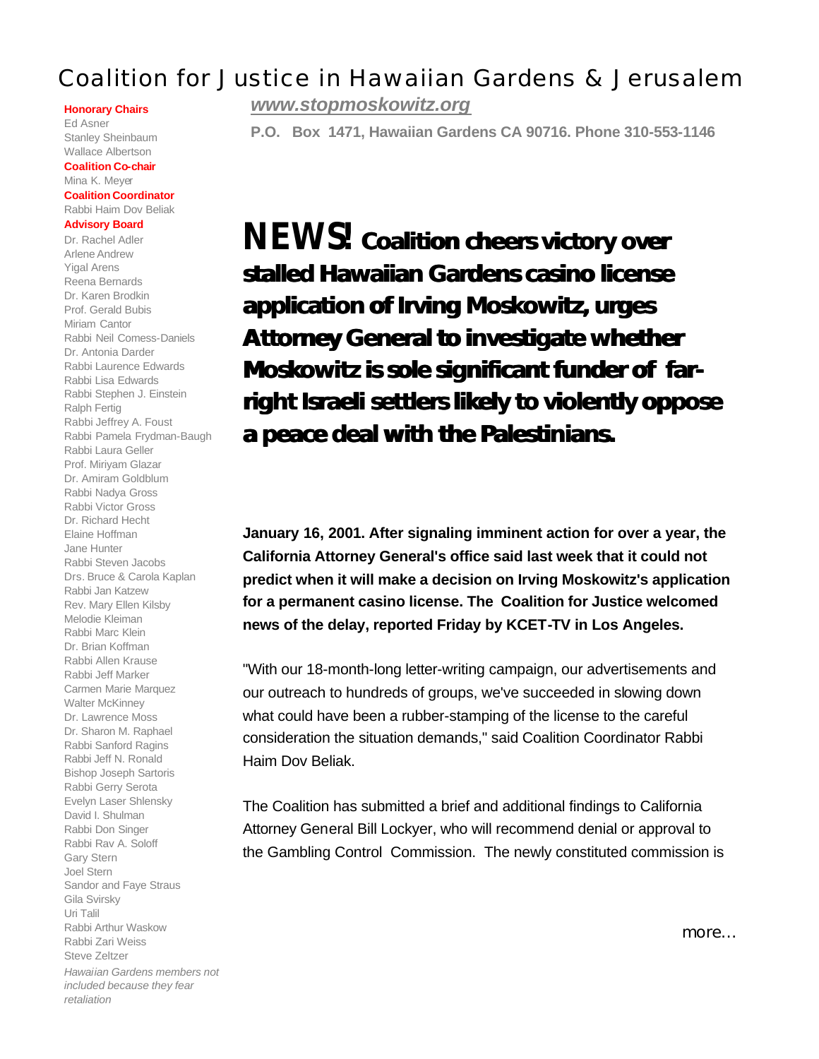# Coalition for Justice in Hawaiian Gardens & Jerusalem

**Honorary Chairs**
Ed Asner
Stanley Sheinbaum
Wallace Albertson

**Coalition Co-chair**
Mina K. Meyer

**Coalition Coordinator**
Rabbi Haim Dov Beliak

**Advisory Board**
Dr. Rachel Adler
Arlene Andrew
Yigal Arens
Reena Bernards
Dr. Karen Brodkin
Prof. Gerald Bubis
Miriam Cantor
Rabbi Neil Comess-Daniels
Dr. Antonia Darder
Rabbi Laurence Edwards
Rabbi Lisa Edwards
Rabbi Stephen J. Einstein
Ralph Fertig
Rabbi Jeffrey A. Foust
Rabbi Pamela Frydman-Baugh
Rabbi Laura Geller
Prof. Miriyam Glazar
Dr. Amiram Goldblum
Rabbi Nadya Gross
Rabbi Victor Gross
Dr. Richard Hecht
Elaine Hoffman
Jane Hunter
Rabbi Steven Jacobs
Drs. Bruce & Carola Kaplan
Rabbi Jan Katzew
Rev. Mary Ellen Kilsby
Melodie Kleiman
Rabbi Marc Klein
Dr. Brian Koffman
Rabbi Allen Krause
Rabbi Jeff Marker
Carmen Marie Marquez
Walter McKinney
Dr. Lawrence Moss
Dr. Sharon M. Raphael
Rabbi Sanford Ragins
Rabbi Jeff N. Ronald
Bishop Joseph Sartoris
Rabbi Gerry Serota
Evelyn Laser Shlensky
David I. Shulman
Rabbi Don Singer
Rabbi Rav A. Soloff
Gary Stern
Joel Stern
Sandor and Faye Straus
Gila Svirsky
Uri Talil
Rabbi Arthur Waskow
Rabbi Zari Weiss
Steve Zeltzer

*Hawaiian Gardens members not included because they fear retaliation*

***www.stopmoskowitz.org***

**P.O. Box 1471, Hawaiian Gardens CA 90716. Phone 310-553-1146**

## NEWS! Coalition cheers victory over stalled Hawaiian Gardens casino license application of Irving Moskowitz, urges Attorney General to investigate whether Moskowitz is sole significant funder of far-right Israeli settlers likely to violently oppose a peace deal with the Palestinians.

**January 16, 2001. After signaling imminent action for over a year, the California Attorney General's office said last week that it could not predict when it will make a decision on Irving Moskowitz's application for a permanent casino license. The Coalition for Justice welcomed news of the delay, reported Friday by KCET-TV in Los Angeles.**

"With our 18-month-long letter-writing campaign, our advertisements and our outreach to hundreds of groups, we've succeeded in slowing down what could have been a rubber-stamping of the license to the careful consideration the situation demands," said Coalition Coordinator Rabbi Haim Dov Beliak.

The Coalition has submitted a brief and additional findings to California Attorney General Bill Lockyer, who will recommend denial or approval to the Gambling Control Commission. The newly constituted commission is

more...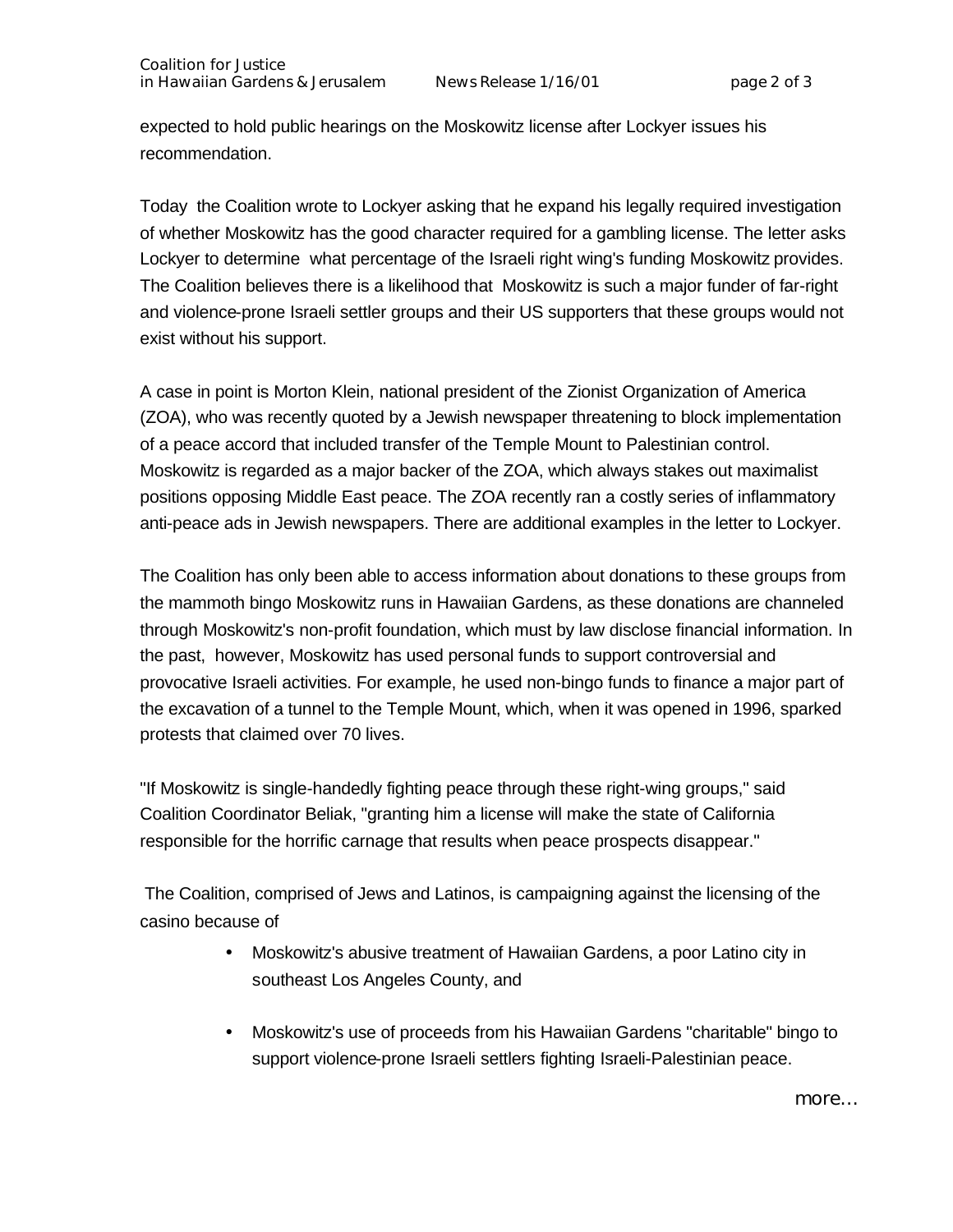expected to hold public hearings on the Moskowitz license after Lockyer issues his recommendation.

Today the Coalition wrote to Lockyer asking that he expand his legally required investigation of whether Moskowitz has the good character required for a gambling license. The letter asks Lockyer to determine what percentage of the Israeli right wing's funding Moskowitz provides. The Coalition believes there is a likelihood that Moskowitz is such a major funder of far-right and violence-prone Israeli settler groups and their US supporters that these groups would not exist without his support.

A case in point is Morton Klein, national president of the Zionist Organization of America (ZOA), who was recently quoted by a Jewish newspaper threatening to block implementation of a peace accord that included transfer of the Temple Mount to Palestinian control. Moskowitz is regarded as a major backer of the ZOA, which always stakes out maximalist positions opposing Middle East peace. The ZOA recently ran a costly series of inflammatory anti-peace ads in Jewish newspapers. There are additional examples in the letter to Lockyer.

The Coalition has only been able to access information about donations to these groups from the mammoth bingo Moskowitz runs in Hawaiian Gardens, as these donations are channeled through Moskowitz's non-profit foundation, which must by law disclose financial information. In the past, however, Moskowitz has used personal funds to support controversial and provocative Israeli activities. For example, he used non-bingo funds to finance a major part of the excavation of a tunnel to the Temple Mount, which, when it was opened in 1996, sparked protests that claimed over 70 lives.

"If Moskowitz is single-handedly fighting peace through these right-wing groups," said Coalition Coordinator Beliak, "granting him a license will make the state of California responsible for the horrific carnage that results when peace prospects disappear."

The Coalition, comprised of Jews and Latinos, is campaigning against the licensing of the casino because of

- Moskowitz's abusive treatment of Hawaiian Gardens, a poor Latino city in southeast Los Angeles County, and
- Moskowitz's use of proceeds from his Hawaiian Gardens "charitable" bingo to support violence-prone Israeli settlers fighting Israeli-Palestinian peace.

more…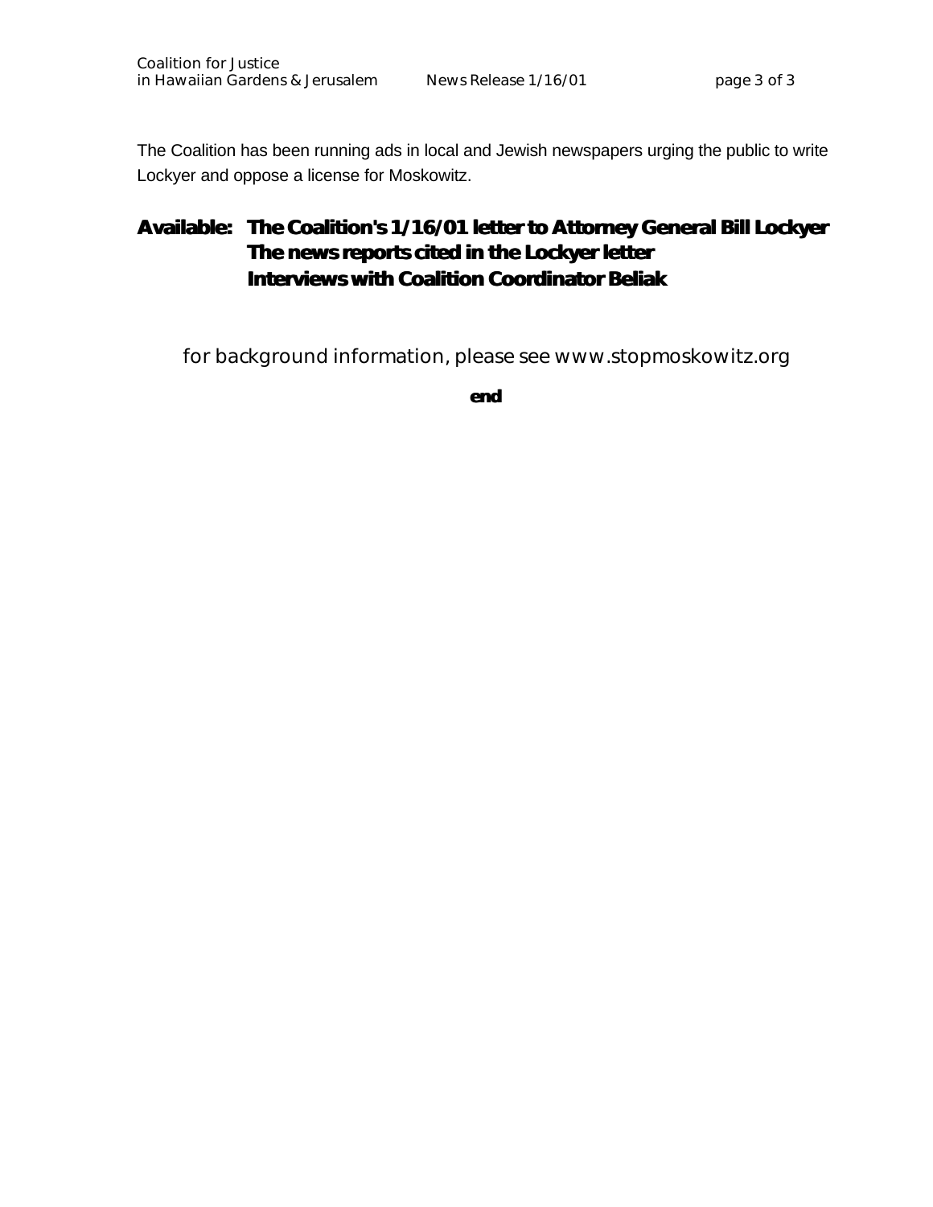The Coalition has been running ads in local and Jewish newspapers urging the public to write Lockyer and oppose a license for Moskowitz.

**Available: The Coalition's 1/16/01 letter to Attorney General Bill Lockyer**
**The news reports cited in the Lockyer letter**
**Interviews with Coalition Coordinator Beliak**

for background information, please see www.stopmoskowitz.org

**end**